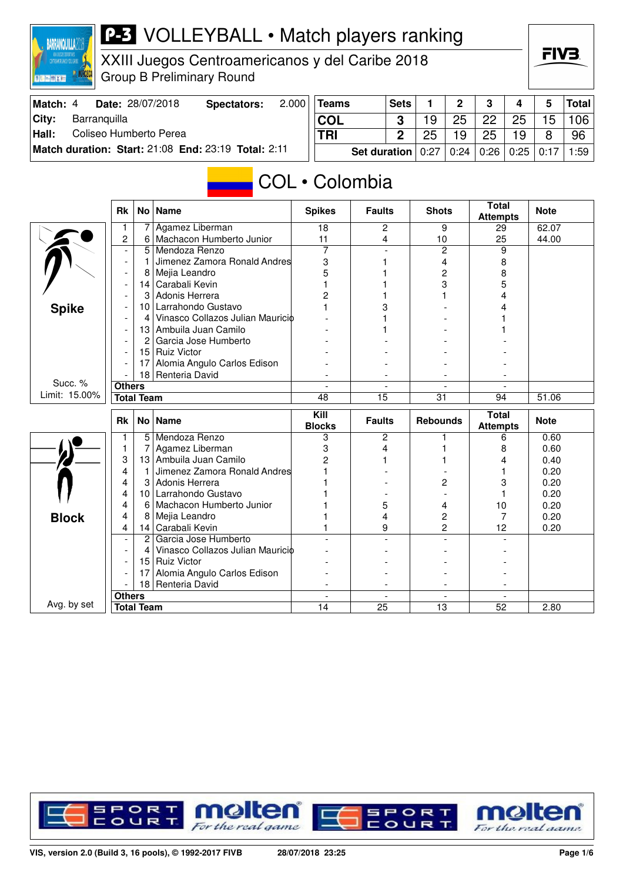# P-3 VOLLEYBALL • Match players ranking

## XXIII Juegos Centroamericanos y del Caribe 2018
Group B Preliminary Round

| Match: 4 | Date: 28/07/2018 | Spectators: | 2.000 |
|---|---|---|---|
| City: | Barranquilla | | |
| Hall: | Coliseo Humberto Perea | | |
| Match duration: Start: 21:08 | End: 23:19 | Total: 2:11 | |

| Teams | Sets | 1 | 2 | 3 | 4 | 5 | Total |
|---|---|---|---|---|---|---|---|
| COL | 3 | 19 | 25 | 22 | 25 | 15 | 106 |
| TRI | 2 | 25 | 19 | 25 | 19 | 8 | 96 |
| Set duration | | 0:27 | 0:24 | 0:26 | 0:25 | 0:17 | 1:59 |

## COL • Colombia

### Spike

Succ. % Limit: 15.00%

| Rk | No | Name | Spikes | Faults | Shots | Total Attempts | Note |
|---|---|---|---|---|---|---|---|
| 1 | 7 | Agamez Liberman | 18 | 2 | 9 | 29 | 62.07 |
| 2 | 6 | Machacon Humberto Junior | 11 | 4 | 10 | 25 | 44.00 |
| - | 5 | Mendoza Renzo | 7 | - | 2 | 9 | |
| - | 1 | Jimenez Zamora Ronald Andres | 3 | 1 | 4 | 8 | |
| - | 8 | Mejia Leandro | 5 | 1 | 2 | 8 | |
| - | 14 | Carabali Kevin | 1 | 1 | 3 | 5 | |
| - | 3 | Adonis Herrera | 2 | 1 | 1 | 4 | |
| - | 10 | Larrahondo Gustavo | 1 | 3 | - | 4 | |
| - | 4 | Vinasco Collazos Julian Mauricio | - | 1 | - | 1 | |
| - | 13 | Ambuila Juan Camilo | - | 1 | - | 1 | |
| - | 2 | Garcia Jose Humberto | - | - | - | - | |
| - | 15 | Ruiz Victor | - | - | - | - | |
| - | 17 | Alomia Angulo Carlos Edison | - | - | - | - | |
| - | 18 | Renteria David | - | - | - | - | |
| Others | | | - | - | - | - | |
| Total Team | | | 48 | 15 | 31 | 94 | 51.06 |

### Block

Avg. by set

| Rk | No | Name | Kill Blocks | Faults | Rebounds | Total Attempts | Note |
|---|---|---|---|---|---|---|---|
| 1 | 5 | Mendoza Renzo | 3 | 2 | 1 | 6 | 0.60 |
| 1 | 7 | Agamez Liberman | 3 | 4 | 1 | 8 | 0.60 |
| 3 | 13 | Ambuila Juan Camilo | 2 | 1 | 1 | 4 | 0.40 |
| 4 | 1 | Jimenez Zamora Ronald Andres | 1 | - | - | 1 | 0.20 |
| 4 | 3 | Adonis Herrera | 1 | - | 2 | 3 | 0.20 |
| 4 | 10 | Larrahondo Gustavo | 1 | - | - | 1 | 0.20 |
| 4 | 6 | Machacon Humberto Junior | 1 | 5 | 4 | 10 | 0.20 |
| 4 | 8 | Mejia Leandro | 1 | 4 | 2 | 7 | 0.20 |
| 4 | 14 | Carabali Kevin | 1 | 9 | 2 | 12 | 0.20 |
| - | 2 | Garcia Jose Humberto | - | - | - | - | |
| - | 4 | Vinasco Collazos Julian Mauricio | - | - | - | - | |
| - | 15 | Ruiz Victor | - | - | - | - | |
| - | 17 | Alomia Angulo Carlos Edison | - | - | - | - | |
| - | 18 | Renteria David | - | - | - | - | |
| Others | | | - | - | - | - | |
| Total Team | | | 14 | 25 | 13 | 52 | 2.80 |

VIS, version 2.0 (Build 3, 16 pools), © 1992-2017 FIVB — 28/07/2018 23:25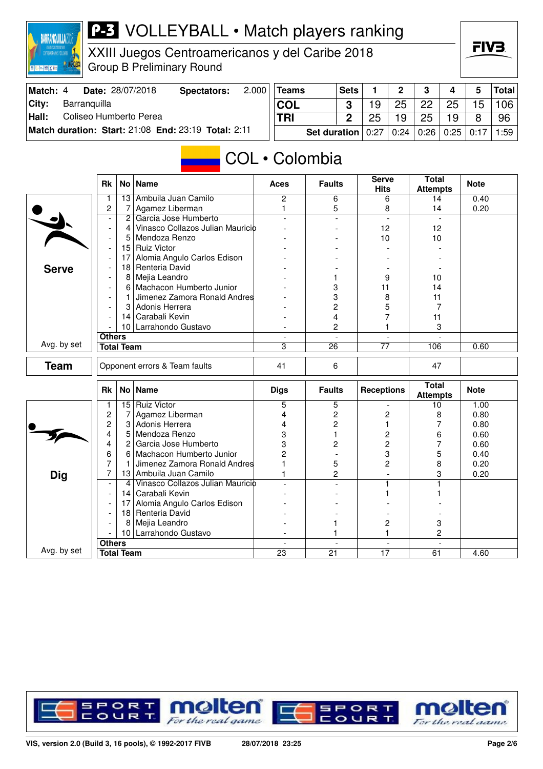# P-3 VOLLEYBALL • Match players ranking

XXIII Juegos Centroamericanos y del Caribe 2018
Group B Preliminary Round

**Match:** 4 **Date:** 28/07/2018 **Spectators:** 2.000
**City:** Barranquilla
**Hall:** Coliseo Humberto Perea
**Match duration: Start:** 21:08 **End:** 23:19 **Total:** 2:11

| Teams | Sets | 1 | 2 | 3 | 4 | 5 | Total |
|---|---|---|---|---|---|---|---|
| COL | 3 | 19 | 25 | 22 | 25 | 15 | 106 |
| TRI | 2 | 25 | 19 | 25 | 19 | 8 | 96 |
| Set duration | | 0:27 | 0:24 | 0:26 | 0:25 | 0:17 | 1:59 |

## COL • Colombia

### Serve

| Rk | No | Name | Aces | Faults | Serve Hits | Total Attempts | Note |
|---|---|---|---|---|---|---|---|
| 1 | 13 | Ambuila Juan Camilo | 2 | 6 | 6 | 14 | 0.40 |
| 2 | 7 | Agamez Liberman | 1 | 5 | 8 | 14 | 0.20 |
| - | 2 | Garcia Jose Humberto | - | - | - | - | |
| - | 4 | Vinasco Collazos Julian Mauricio | - | - | 12 | 12 | |
| - | 5 | Mendoza Renzo | - | - | 10 | 10 | |
| - | 15 | Ruiz Victor | - | - | - | - | |
| - | 17 | Alomia Angulo Carlos Edison | - | - | - | - | |
| - | 18 | Renteria David | - | - | - | - | |
| - | 8 | Mejia Leandro | - | 1 | 9 | 10 | |
| - | 6 | Machacon Humberto Junior | - | 3 | 11 | 14 | |
| - | 1 | Jimenez Zamora Ronald Andres | - | 3 | 8 | 11 | |
| - | 3 | Adonis Herrera | - | 2 | 5 | 7 | |
| - | 14 | Carabali Kevin | - | 4 | 7 | 11 | |
| - | 10 | Larrahondo Gustavo | - | 2 | 1 | 3 | |
| Others | | | - | - | - | - | |
| Total Team | | | 3 | 26 | 77 | 106 | 0.60 |

Avg. by set

### Team

| | | Faults | | Total Attempts |
|---|---|---|---|---|
| Opponent errors & Team faults | 41 | 6 | | 47 |

### Dig

| Rk | No | Name | Digs | Faults | Receptions | Total Attempts | Note |
|---|---|---|---|---|---|---|---|
| 1 | 15 | Ruiz Victor | 5 | 5 | - | 10 | 1.00 |
| 2 | 7 | Agamez Liberman | 4 | 2 | 2 | 8 | 0.80 |
| 2 | 3 | Adonis Herrera | 4 | 2 | 1 | 7 | 0.80 |
| 4 | 5 | Mendoza Renzo | 3 | 1 | 2 | 6 | 0.60 |
| 4 | 2 | Garcia Jose Humberto | 3 | 2 | 2 | 7 | 0.60 |
| 6 | 6 | Machacon Humberto Junior | 2 | - | 3 | 5 | 0.40 |
| 7 | 1 | Jimenez Zamora Ronald Andres | 1 | 5 | 2 | 8 | 0.20 |
| 7 | 13 | Ambuila Juan Camilo | 1 | 2 | - | 3 | 0.20 |
| - | 4 | Vinasco Collazos Julian Mauricio | - | - | 1 | 1 | |
| - | 14 | Carabali Kevin | - | - | 1 | 1 | |
| - | 17 | Alomia Angulo Carlos Edison | - | - | - | - | |
| - | 18 | Renteria David | - | - | - | - | |
| - | 8 | Mejia Leandro | - | 1 | 2 | 3 | |
| - | 10 | Larrahondo Gustavo | - | 1 | 1 | 2 | |
| Others | | | - | - | - | - | |
| Total Team | | | 23 | 21 | 17 | 61 | 4.60 |

Avg. by set

VIS, version 2.0 (Build 3, 16 pools), © 1992-2017 FIVB 28/07/2018 23:25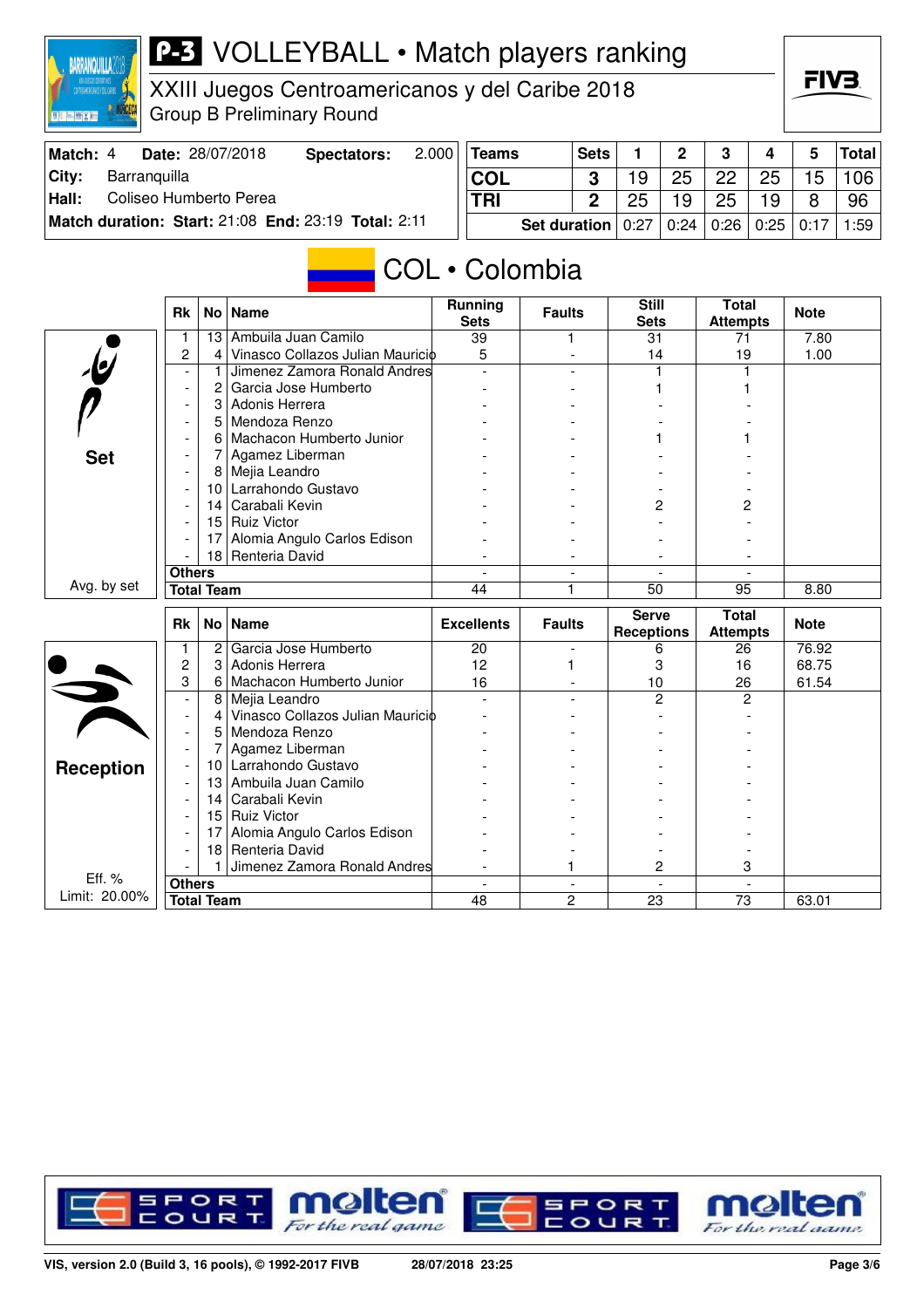# P-3 VOLLEYBALL • Match players ranking

XXIII Juegos Centroamericanos y del Caribe 2018
Group B Preliminary Round

| Match: 4 | Date: 28/07/2018 | Spectators: | 2.000 |
|---|---|---|---|
| City: | Barranquilla | | |
| Hall: | Coliseo Humberto Perea | | |
| Match duration: | Start: 21:08 | End: 23:19 | Total: 2:11 |

| Teams | Sets | 1 | 2 | 3 | 4 | 5 | Total |
|---|---|---|---|---|---|---|---|
| COL | 3 | 19 | 25 | 22 | 25 | 15 | 106 |
| TRI | 2 | 25 | 19 | 25 | 19 | 8 | 96 |
| Set duration | | 0:27 | 0:24 | 0:26 | 0:25 | 0:17 | 1:59 |

## COL • Colombia

### Set

| Rk | No | Name | Running Sets | Faults | Still Sets | Total Attempts | Note |
|---|---|---|---|---|---|---|---|
| 1 | 13 | Ambuila Juan Camilo | 39 | 1 | 31 | 71 | 7.80 |
| 2 | 4 | Vinasco Collazos Julian Mauricio | 5 | - | 14 | 19 | 1.00 |
| - | 1 | Jimenez Zamora Ronald Andres | - | - | 1 | 1 | |
| - | 2 | Garcia Jose Humberto | - | - | 1 | 1 | |
| - | 3 | Adonis Herrera | - | - | - | - | |
| - | 5 | Mendoza Renzo | - | - | - | - | |
| - | 6 | Machacon Humberto Junior | - | - | 1 | 1 | |
| - | 7 | Agamez Liberman | - | - | - | - | |
| - | 8 | Mejia Leandro | - | - | - | - | |
| - | 10 | Larrahondo Gustavo | - | - | - | - | |
| - | 14 | Carabali Kevin | - | - | 2 | 2 | |
| - | 15 | Ruiz Victor | - | - | - | - | |
| - | 17 | Alomia Angulo Carlos Edison | - | - | - | - | |
| - | 18 | Renteria David | - | - | - | - | |
| Others | | | - | - | - | - | |
| Total Team | | | 44 | 1 | 50 | 95 | 8.80 |

Avg. by set

### Reception

| Rk | No | Name | Excellents | Faults | Serve Receptions | Total Attempts | Note |
|---|---|---|---|---|---|---|---|
| 1 | 2 | Garcia Jose Humberto | 20 | - | 6 | 26 | 76.92 |
| 2 | 3 | Adonis Herrera | 12 | 1 | 3 | 16 | 68.75 |
| 3 | 6 | Machacon Humberto Junior | 16 | - | 10 | 26 | 61.54 |
| - | 8 | Mejia Leandro | - | - | 2 | 2 | |
| - | 4 | Vinasco Collazos Julian Mauricio | - | - | - | - | |
| - | 5 | Mendoza Renzo | - | - | - | - | |
| - | 7 | Agamez Liberman | - | - | - | - | |
| - | 10 | Larrahondo Gustavo | - | - | - | - | |
| - | 13 | Ambuila Juan Camilo | - | - | - | - | |
| - | 14 | Carabali Kevin | - | - | - | - | |
| - | 15 | Ruiz Victor | - | - | - | - | |
| - | 17 | Alomia Angulo Carlos Edison | - | - | - | - | |
| - | 18 | Renteria David | - | - | - | - | |
| - | 1 | Jimenez Zamora Ronald Andres | - | 1 | 2 | 3 | |
| Others | | | - | - | - | - | |
| Total Team | | | 48 | 2 | 23 | 73 | 63.01 |

Eff. %
Limit: 20.00%

VIS, version 2.0 (Build 3, 16 pools), © 1992-2017 FIVB — 28/07/2018 23:25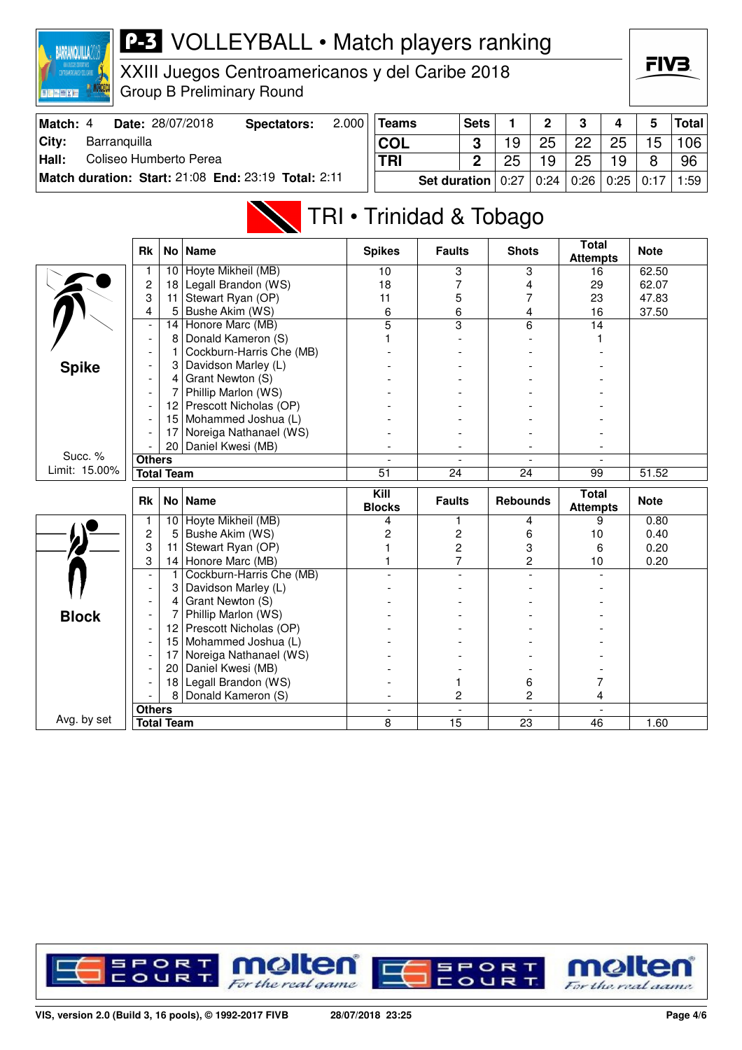# P-3 VOLLEYBALL • Match players ranking

XXIII Juegos Centroamericanos y del Caribe 2018
Group B Preliminary Round

| | | | |
|---|---|---|---|
| **Match:** 4 | **Date:** 28/07/2018 | **Spectators:** | 2.000 |
| **City:** | Barranquilla | | |
| **Hall:** | Coliseo Humberto Perea | | |
| **Match duration: Start:** 21:08 | **End:** 23:19 | **Total:** 2:11 | |

| Teams | Sets | 1 | 2 | 3 | 4 | 5 | Total |
|---|---|---|---|---|---|---|---|
| COL | 3 | 19 | 25 | 22 | 25 | 15 | 106 |
| TRI | 2 | 25 | 19 | 25 | 19 | 8 | 96 |
| Set duration | | 0:27 | 0:24 | 0:26 | 0:25 | 0:17 | 1:59 |

## TRI • Trinidad & Tobago

### Spike

Succ. % Limit: 15.00%

| Rk | No | Name | Spikes | Faults | Shots | Total Attempts | Note |
|---|---|---|---|---|---|---|---|
| 1 | 10 | Hoyte Mikheil (MB) | 10 | 3 | 3 | 16 | 62.50 |
| 2 | 18 | Legall Brandon (WS) | 18 | 7 | 4 | 29 | 62.07 |
| 3 | 11 | Stewart Ryan (OP) | 11 | 5 | 7 | 23 | 47.83 |
| 4 | 5 | Bushe Akim (WS) | 6 | 6 | 4 | 16 | 37.50 |
| - | 14 | Honore Marc (MB) | 5 | 3 | 6 | 14 | |
| - | 8 | Donald Kameron (S) | 1 | - | - | 1 | |
| - | 1 | Cockburn-Harris Che (MB) | - | - | - | - | |
| - | 3 | Davidson Marley (L) | - | - | - | - | |
| - | 4 | Grant Newton (S) | - | - | - | - | |
| - | 7 | Phillip Marlon (WS) | - | - | - | - | |
| - | 12 | Prescott Nicholas (OP) | - | - | - | - | |
| - | 15 | Mohammed Joshua (L) | - | - | - | - | |
| - | 17 | Noreiga Nathanael (WS) | - | - | - | - | |
| - | 20 | Daniel Kwesi (MB) | - | - | - | - | |
| **Others** | | | - | - | - | - | |
| **Total Team** | | | 51 | 24 | 24 | 99 | 51.52 |

### Block

Avg. by set

| Rk | No | Name | Kill Blocks | Faults | Rebounds | Total Attempts | Note |
|---|---|---|---|---|---|---|---|
| 1 | 10 | Hoyte Mikheil (MB) | 4 | 1 | 4 | 9 | 0.80 |
| 2 | 5 | Bushe Akim (WS) | 2 | 2 | 6 | 10 | 0.40 |
| 3 | 11 | Stewart Ryan (OP) | 1 | 2 | 3 | 6 | 0.20 |
| 3 | 14 | Honore Marc (MB) | 1 | 7 | 2 | 10 | 0.20 |
| - | 1 | Cockburn-Harris Che (MB) | - | - | - | - | |
| - | 3 | Davidson Marley (L) | - | - | - | - | |
| - | 4 | Grant Newton (S) | - | - | - | - | |
| - | 7 | Phillip Marlon (WS) | - | - | - | - | |
| - | 12 | Prescott Nicholas (OP) | - | - | - | - | |
| - | 15 | Mohammed Joshua (L) | - | - | - | - | |
| - | 17 | Noreiga Nathanael (WS) | - | - | - | - | |
| - | 20 | Daniel Kwesi (MB) | - | - | - | - | |
| - | 18 | Legall Brandon (WS) | - | 1 | 6 | 7 | |
| - | 8 | Donald Kameron (S) | - | 2 | 2 | 4 | |
| **Others** | | | - | - | - | - | |
| **Total Team** | | | 8 | 15 | 23 | 46 | 1.60 |

VIS, version 2.0 (Build 3, 16 pools), © 1992-2017 FIVB 28/07/2018 23:25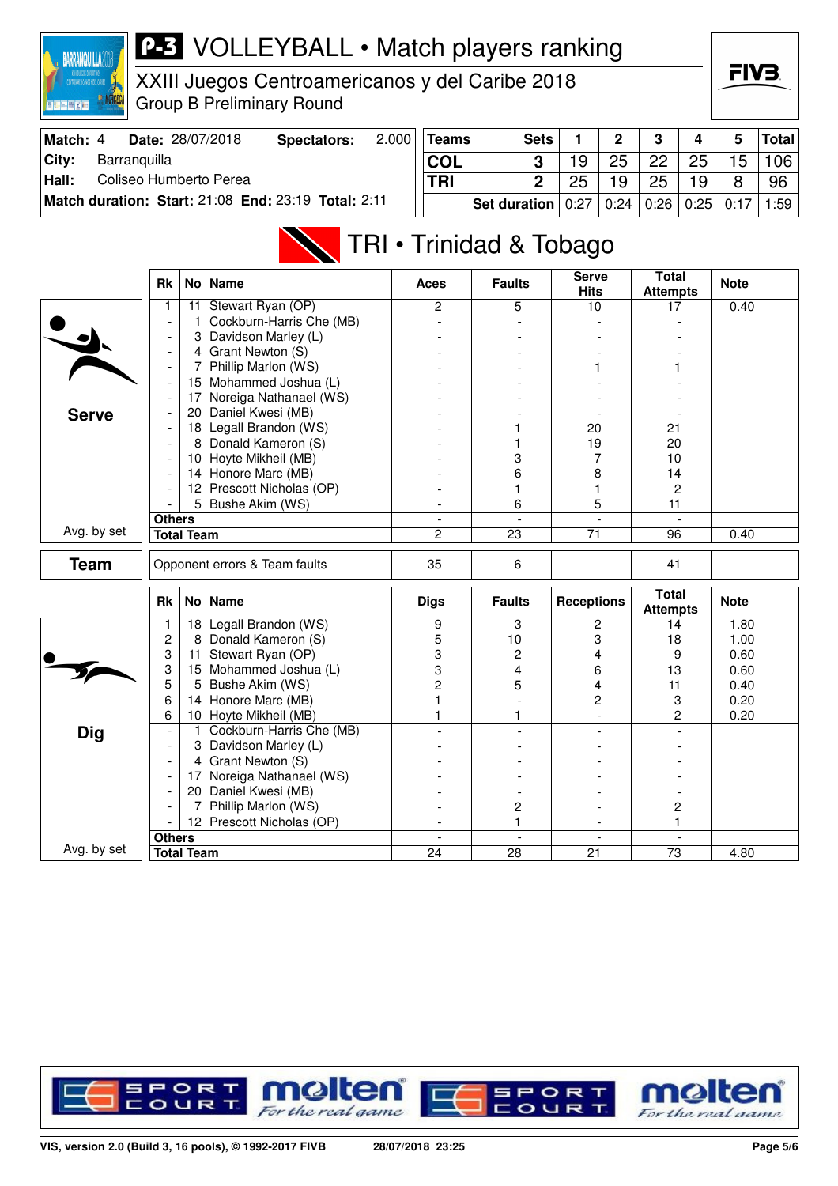# VOLLEYBALL • Match players ranking

XXIII Juegos Centroamericanos y del Caribe 2018
Group B Preliminary Round

| Match: 4 | Date: 28/07/2018 | Spectators: | 2.000 |
|---|---|---|---|
| City: | Barranquilla | | |
| Hall: | Coliseo Humberto Perea | | |
| Match duration: | Start: 21:08 | End: 23:19 | Total: 2:11 |

| Teams | Sets | 1 | 2 | 3 | 4 | 5 | Total |
|---|---|---|---|---|---|---|---|
| COL | 3 | 19 | 25 | 22 | 25 | 15 | 106 |
| TRI | 2 | 25 | 19 | 25 | 19 | 8 | 96 |
| Set duration | | 0:27 | 0:24 | 0:26 | 0:25 | 0:17 | 1:59 |

## TRI • Trinidad & Tobago

### Serve

| Rk | No | Name | Aces | Faults | Serve Hits | Total Attempts | Note |
|---|---|---|---|---|---|---|---|
| 1 | 11 | Stewart Ryan (OP) | 2 | 5 | 10 | 17 | 0.40 |
| - | 1 | Cockburn-Harris Che (MB) | - | - | - | - | |
| - | 3 | Davidson Marley (L) | - | - | - | - | |
| - | 4 | Grant Newton (S) | - | - | - | - | |
| - | 7 | Phillip Marlon (WS) | - | - | 1 | 1 | |
| - | 15 | Mohammed Joshua (L) | - | - | - | - | |
| - | 17 | Noreiga Nathanael (WS) | - | - | - | - | |
| - | 20 | Daniel Kwesi (MB) | - | - | - | - | |
| - | 18 | Legall Brandon (WS) | - | 1 | 20 | 21 | |
| - | 8 | Donald Kameron (S) | - | 1 | 19 | 20 | |
| - | 10 | Hoyte Mikheil (MB) | - | 3 | 7 | 10 | |
| - | 14 | Honore Marc (MB) | - | 6 | 8 | 14 | |
| - | 12 | Prescott Nicholas (OP) | - | 1 | 1 | 2 | |
| - | 5 | Bushe Akim (WS) | - | 6 | 5 | 11 | |
| Others | | | - | - | - | - | |
| Total Team | | | 2 | 23 | 71 | 96 | 0.40 |

Avg. by set

### Team

| | Aces | Faults | Serve Hits | Total Attempts | Note |
|---|---|---|---|---|---|
| Opponent errors & Team faults | 35 | 6 | | 41 | |

### Dig

| Rk | No | Name | Digs | Faults | Receptions | Total Attempts | Note |
|---|---|---|---|---|---|---|---|
| 1 | 18 | Legall Brandon (WS) | 9 | 3 | 2 | 14 | 1.80 |
| 2 | 8 | Donald Kameron (S) | 5 | 10 | 3 | 18 | 1.00 |
| 3 | 11 | Stewart Ryan (OP) | 3 | 2 | 4 | 9 | 0.60 |
| 3 | 15 | Mohammed Joshua (L) | 3 | 4 | 6 | 13 | 0.60 |
| 5 | 5 | Bushe Akim (WS) | 2 | 5 | 4 | 11 | 0.40 |
| 6 | 14 | Honore Marc (MB) | 1 | - | 2 | 3 | 0.20 |
| 6 | 10 | Hoyte Mikheil (MB) | 1 | 1 | - | 2 | 0.20 |
| - | 1 | Cockburn-Harris Che (MB) | - | - | - | - | |
| - | 3 | Davidson Marley (L) | - | - | - | - | |
| - | 4 | Grant Newton (S) | - | - | - | - | |
| - | 17 | Noreiga Nathanael (WS) | - | - | - | - | |
| - | 20 | Daniel Kwesi (MB) | - | - | - | - | |
| - | 7 | Phillip Marlon (WS) | - | 2 | - | 2 | |
| - | 12 | Prescott Nicholas (OP) | - | 1 | - | 1 | |
| Others | | | - | - | - | - | |
| Total Team | | | 24 | 28 | 21 | 73 | 4.80 |

Avg. by set

VIS, version 2.0 (Build 3, 16 pools), © 1992-2017 FIVB    28/07/2018 23:25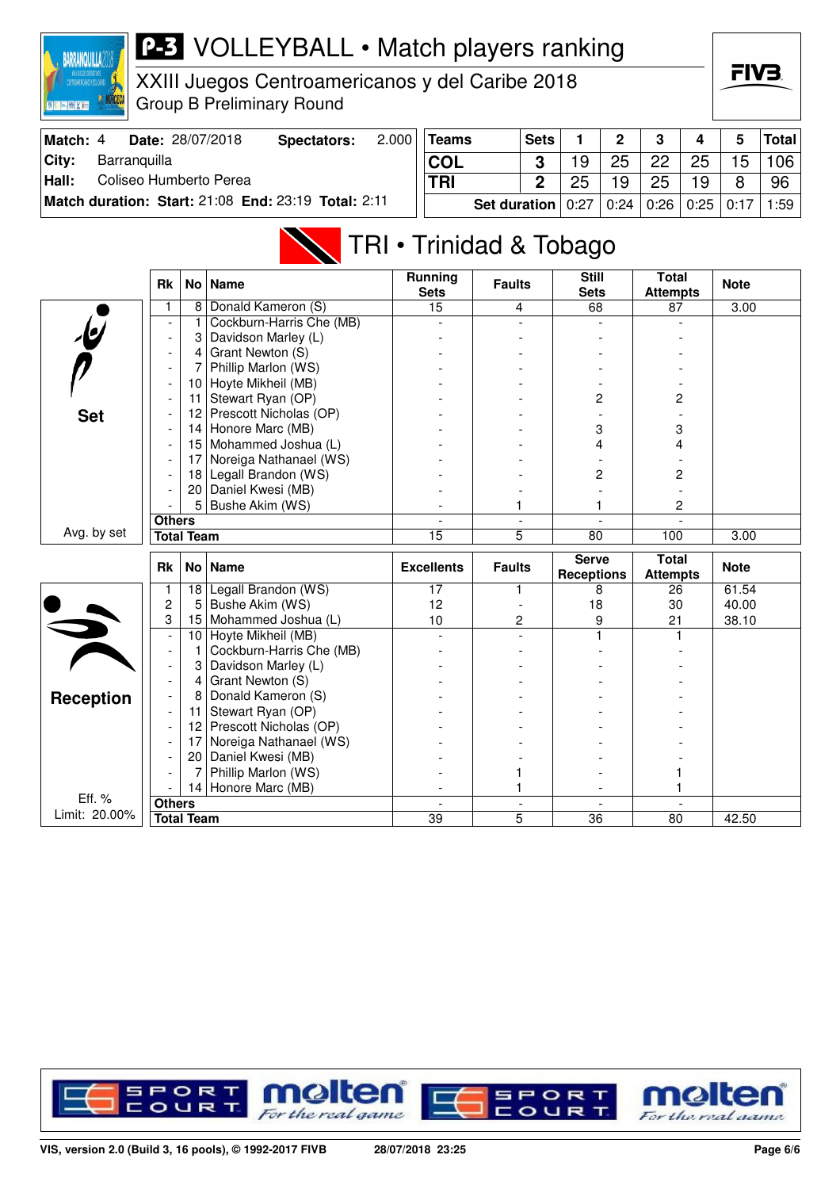# P-3 VOLLEYBALL • Match players ranking

XXIII Juegos Centroamericanos y del Caribe 2018

Group B Preliminary Round

| | | | |
|---|---|---|---|
| **Match:** 4 | **Date:** 28/07/2018 | **Spectators:** | 2.000 |
| **City:** | Barranquilla | | |
| **Hall:** | Coliseo Humberto Perea | | |
| **Match duration:** | **Start:** 21:08 | **End:** 23:19 | **Total:** 2:11 |

| Teams | Sets | 1 | 2 | 3 | 4 | 5 | Total |
|---|---|---|---|---|---|---|---|
| COL | 3 | 19 | 25 | 22 | 25 | 15 | 106 |
| TRI | 2 | 25 | 19 | 25 | 19 | 8 | 96 |
| Set duration | | 0:27 | 0:24 | 0:26 | 0:25 | 0:17 | 1:59 |

## TRI • Trinidad & Tobago

### Set

| Rk | No | Name | Running Sets | Faults | Still Sets | Total Attempts | Note |
|---|---|---|---|---|---|---|---|
| 1 | 8 | Donald Kameron (S) | 15 | 4 | 68 | 87 | 3.00 |
| - | 1 | Cockburn-Harris Che (MB) | - | - | - | - | |
| - | 3 | Davidson Marley (L) | - | - | - | - | |
| - | 4 | Grant Newton (S) | - | - | - | - | |
| - | 7 | Phillip Marlon (WS) | - | - | - | - | |
| - | 10 | Hoyte Mikheil (MB) | - | - | - | - | |
| - | 11 | Stewart Ryan (OP) | - | - | 2 | 2 | |
| - | 12 | Prescott Nicholas (OP) | - | - | - | - | |
| - | 14 | Honore Marc (MB) | - | - | 3 | 3 | |
| - | 15 | Mohammed Joshua (L) | - | - | 4 | 4 | |
| - | 17 | Noreiga Nathanael (WS) | - | - | - | - | |
| - | 18 | Legall Brandon (WS) | - | - | 2 | 2 | |
| - | 20 | Daniel Kwesi (MB) | - | - | - | - | |
| - | 5 | Bushe Akim (WS) | - | 1 | 1 | 2 | |
| Others | | | - | - | - | - | |
| Total Team | | | 15 | 5 | 80 | 100 | 3.00 |

Avg. by set

### Reception

| Rk | No | Name | Excellents | Faults | Serve Receptions | Total Attempts | Note |
|---|---|---|---|---|---|---|---|
| 1 | 18 | Legall Brandon (WS) | 17 | 1 | 8 | 26 | 61.54 |
| 2 | 5 | Bushe Akim (WS) | 12 | - | 18 | 30 | 40.00 |
| 3 | 15 | Mohammed Joshua (L) | 10 | 2 | 9 | 21 | 38.10 |
| - | 10 | Hoyte Mikheil (MB) | - | - | 1 | 1 | |
| - | 1 | Cockburn-Harris Che (MB) | - | - | - | - | |
| - | 3 | Davidson Marley (L) | - | - | - | - | |
| - | 4 | Grant Newton (S) | - | - | - | - | |
| - | 8 | Donald Kameron (S) | - | - | - | - | |
| - | 11 | Stewart Ryan (OP) | - | - | - | - | |
| - | 12 | Prescott Nicholas (OP) | - | - | - | - | |
| - | 17 | Noreiga Nathanael (WS) | - | - | - | - | |
| - | 20 | Daniel Kwesi (MB) | - | - | - | - | |
| - | 7 | Phillip Marlon (WS) | - | 1 | - | 1 | |
| - | 14 | Honore Marc (MB) | - | 1 | - | 1 | |
| Others | | | - | - | - | - | |
| Total Team | | | 39 | 5 | 36 | 80 | 42.50 |

Eff. %

Limit: 20.00%

VIS, version 2.0 (Build 3, 16 pools), © 1992-2017 FIVB — 28/07/2018 23:25